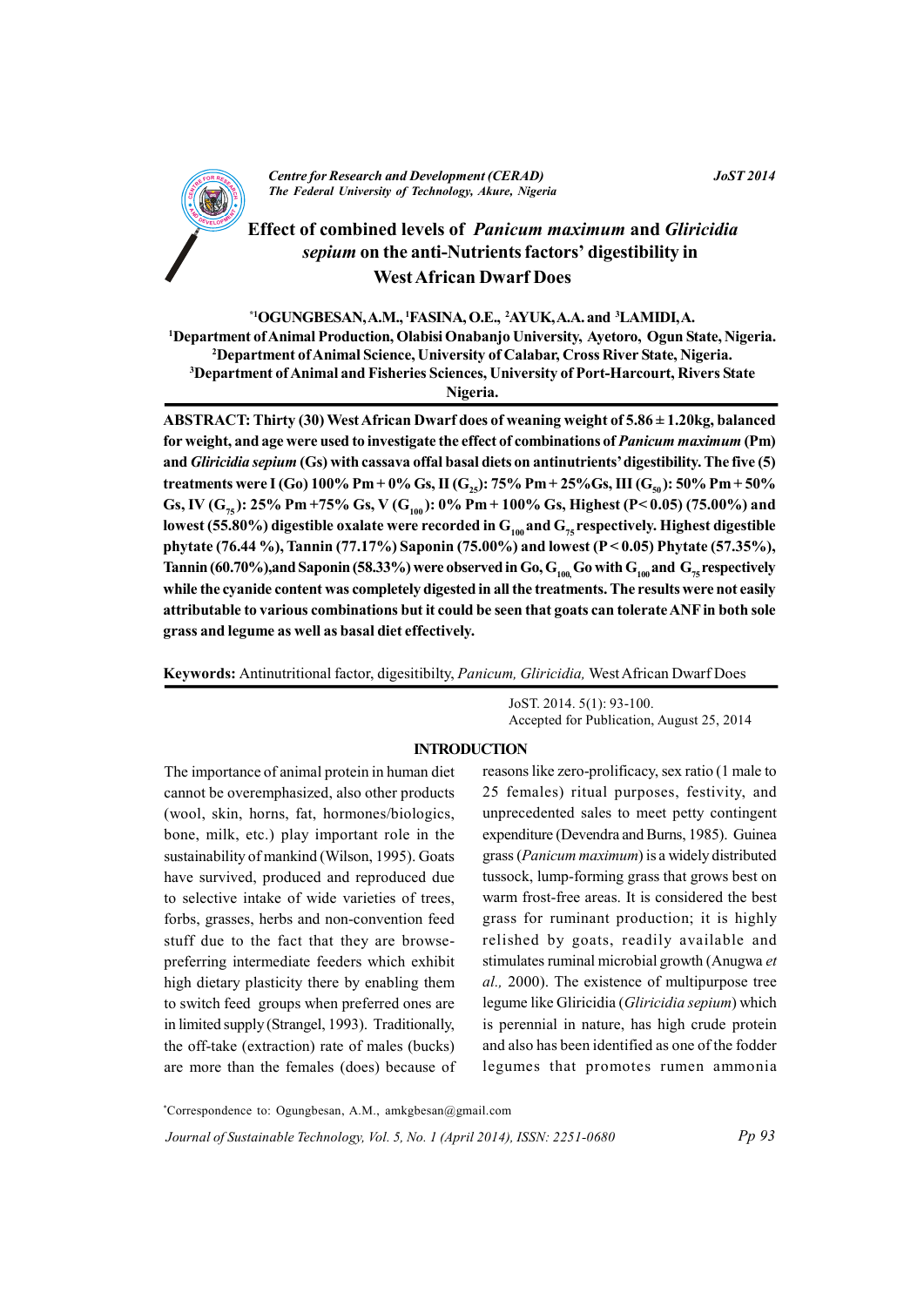# Effect of combined levels of *Panicum maximum* and *Gliricidia sepium* on the anti-Nutrients factors' digestibility in West African Dwarf Does

**\*[1]OGUNGBESAN, A.M., [1]FASINA, O.E., [2]AYUK, A.A. and [3]LAMIDI, A.**

[1]Department of Animal Production, Olabisi Onabanjo University, Ayetoro, Ogun State, Nigeria.
[2]Department of Animal Science, University of Calabar, Cross River State, Nigeria.
[3]Department of Animal and Fisheries Sciences, University of Port-Harcourt, Rivers State Nigeria.

**ABSTRACT: Thirty (30) West African Dwarf does of weaning weight of 5.86 ± 1.20kg, balanced for weight, and age were used to investigate the effect of combinations of *Panicum maximum* (Pm) and *Gliricidia sepium* (Gs) with cassava offal basal diets on antinutrients' digestibility. The five (5) treatments were I (Go) 100% Pm + 0% Gs, II ($G_{25}$): 75% Pm + 25%Gs, III ($G_{50}$): 50% Pm + 50% Gs, IV ($G_{75}$): 25% Pm +75% Gs, V ($G_{100}$): 0% Pm + 100% Gs, Highest ($P< 0.05$) (75.00%) and lowest (55.80%) digestible oxalate were recorded in $G_{100}$ and $G_{75}$ respectively. Highest digestible phytate (76.44 %), Tannin (77.17%) Saponin (75.00%) and lowest ($P < 0.05$) Phytate (57.35%), Tannin (60.70%),and Saponin (58.33%) were observed in Go, $G_{100,}$ Go with $G_{100}$ and $G_{75}$ respectively while the cyanide content was completely digested in all the treatments. The results were not easily attributable to various combinations but it could be seen that goats can tolerate ANF in both sole grass and legume as well as basal diet effectively.**

**Keywords:** Antinutritional factor, digesitibilty, *Panicum, Gliricidia,* West African Dwarf Does

JoST. 2014. 5(1): 93-100.
Accepted for Publication, August 25, 2014

## INTRODUCTION

The importance of animal protein in human diet cannot be overemphasized, also other products (wool, skin, horns, fat, hormones/biologics, bone, milk, etc.) play important role in the sustainability of mankind (Wilson, 1995). Goats have survived, produced and reproduced due to selective intake of wide varieties of trees, forbs, grasses, herbs and non-convention feed stuff due to the fact that they are browse-preferring intermediate feeders which exhibit high dietary plasticity there by enabling them to switch feed groups when preferred ones are in limited supply (Strangel, 1993). Traditionally, the off-take (extraction) rate of males (bucks) are more than the females (does) because of reasons like zero-prolificacy, sex ratio (1 male to 25 females) ritual purposes, festivity, and unprecedented sales to meet petty contingent expenditure (Devendra and Burns, 1985). Guinea grass (*Panicum maximum*) is a widely distributed tussock, lump-forming grass that grows best on warm frost-free areas. It is considered the best grass for ruminant production; it is highly relished by goats, readily available and stimulates ruminal microbial growth (Anugwa *et al.,* 2000). The existence of multipurpose tree legume like Gliricidia (*Gliricidia sepium*) which is perennial in nature, has high crude protein and also has been identified as one of the fodder legumes that promotes rumen ammonia

\*Correspondence to: Ogungbesan, A.M., amkgbesan@gmail.com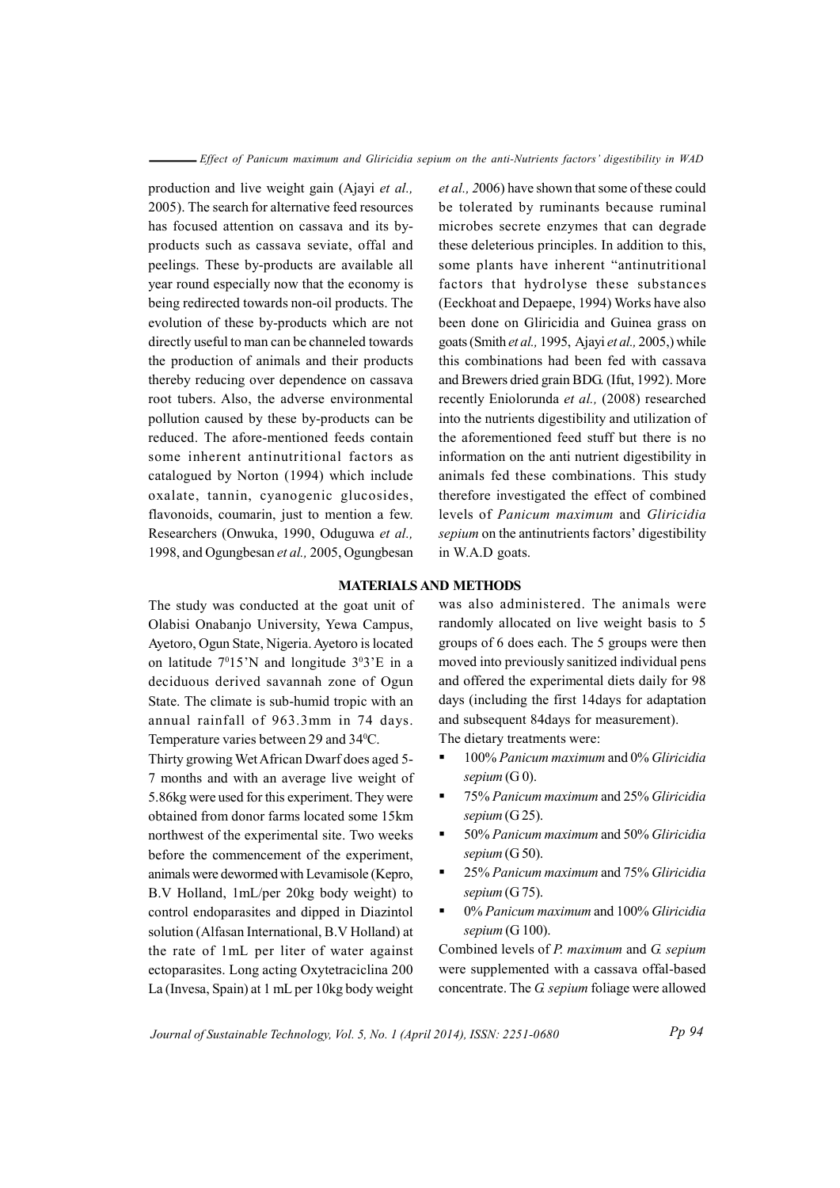production and live weight gain (Ajayi *et al.,* 2005). The search for alternative feed resources has focused attention on cassava and its by-products such as cassava seviate, offal and peelings. These by-products are available all year round especially now that the economy is being redirected towards non-oil products. The evolution of these by-products which are not directly useful to man can be channeled towards the production of animals and their products thereby reducing over dependence on cassava root tubers. Also, the adverse environmental pollution caused by these by-products can be reduced. The afore-mentioned feeds contain some inherent antinutritional factors as catalogued by Norton (1994) which include oxalate, tannin, cyanogenic glucosides, flavonoids, coumarin, just to mention a few. Researchers (Onwuka, 1990, Oduguwa *et al.,* 1998, and Ogungbesan *et al.,* 2005, Ogungbesan *et al.,* 2006) have shown that some of these could be tolerated by ruminants because ruminal microbes secrete enzymes that can degrade these deleterious principles. In addition to this, some plants have inherent "antinutritional factors that hydrolyse these substances (Eeckhoat and Depaepe, 1994) Works have also been done on Gliricidia and Guinea grass on goats (Smith *et al.,* 1995, Ajayi *et al.,* 2005,) while this combinations had been fed with cassava and Brewers dried grain BDG. (Ifut, 1992). More recently Eniolorunda *et al.,* (2008) researched into the nutrients digestibility and utilization of the aforementioned feed stuff but there is no information on the anti nutrient digestibility in animals fed these combinations. This study therefore investigated the effect of combined levels of *Panicum maximum* and *Gliricidia sepium* on the antinutrients factors' digestibility in W.A.D goats.

## MATERIALS AND METHODS

The study was conducted at the goat unit of Olabisi Onabanjo University, Yewa Campus, Ayetoro, Ogun State, Nigeria. Ayetoro is located on latitude $7^0$15'N and longitude $3^0$3'E in a deciduous derived savannah zone of Ogun State. The climate is sub-humid tropic with an annual rainfall of 963.3mm in 74 days. Temperature varies between 29 and 34$^0$C.

Thirty growing Wet African Dwarf does aged 5-7 months and with an average live weight of 5.86kg were used for this experiment. They were obtained from donor farms located some 15km northwest of the experimental site. Two weeks before the commencement of the experiment, animals were dewormed with Levamisole (Kepro, B.V Holland, 1mL/per 20kg body weight) to control endoparasites and dipped in Diazintol solution (Alfasan International, B.V Holland) at the rate of 1mL per liter of water against ectoparasites. Long acting Oxytetraciclina 200 La (Invesa, Spain) at 1 mL per 10kg body weight was also administered. The animals were randomly allocated on live weight basis to 5 groups of 6 does each. The 5 groups were then moved into previously sanitized individual pens and offered the experimental diets daily for 98 days (including the first 14days for adaptation and subsequent 84days for measurement).

The dietary treatments were:

- 100% *Panicum maximum* and 0% *Gliricidia sepium* (G 0).
- 75% *Panicum maximum* and 25% *Gliricidia sepium* (G 25).
- 50% *Panicum maximum* and 50% *Gliricidia sepium* (G 50).
- 25% *Panicum maximum* and 75% *Gliricidia sepium* (G 75).
- 0% *Panicum maximum* and 100% *Gliricidia sepium* (G 100).

Combined levels of *P. maximum* and *G. sepium* were supplemented with a cassava offal-based concentrate. The *G. sepium* foliage were allowed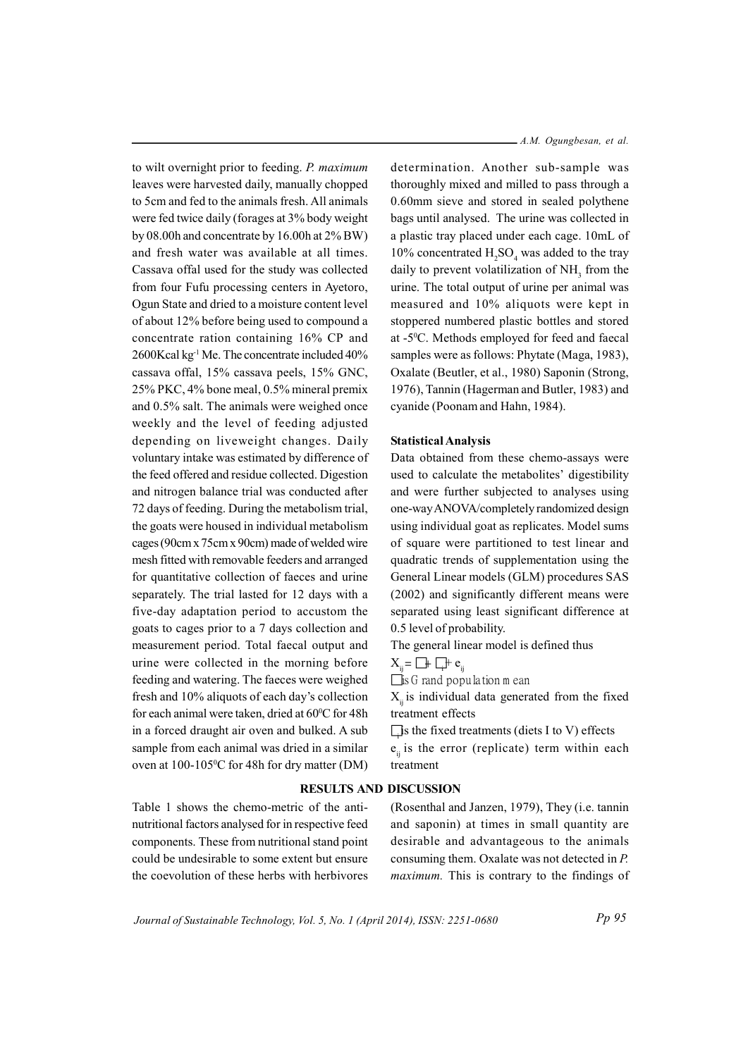to wilt overnight prior to feeding. *P. maximum* leaves were harvested daily, manually chopped to 5cm and fed to the animals fresh. All animals were fed twice daily (forages at 3% body weight by 08.00h and concentrate by 16.00h at 2% BW) and fresh water was available at all times. Cassava offal used for the study was collected from four Fufu processing centers in Ayetoro, Ogun State and dried to a moisture content level of about 12% before being used to compound a concentrate ration containing 16% CP and 2600Kcal $kg^{-1}$ Me. The concentrate included 40% cassava offal, 15% cassava peels, 15% GNC, 25% PKC, 4% bone meal, 0.5% mineral premix and 0.5% salt. The animals were weighed once weekly and the level of feeding adjusted depending on liveweight changes. Daily voluntary intake was estimated by difference of the feed offered and residue collected. Digestion and nitrogen balance trial was conducted after 72 days of feeding. During the metabolism trial, the goats were housed in individual metabolism cages (90cm x 75cm x 90cm) made of welded wire mesh fitted with removable feeders and arranged for quantitative collection of faeces and urine separately. The trial lasted for 12 days with a five-day adaptation period to accustom the goats to cages prior to a 7 days collection and measurement period. Total faecal output and urine were collected in the morning before feeding and watering. The faeces were weighed fresh and 10% aliquots of each day's collection for each animal were taken, dried at 60$^0$C for 48h in a forced draught air oven and bulked. A sub sample from each animal was dried in a similar oven at 100-105$^0$C for 48h for dry matter (DM) determination. Another sub-sample was thoroughly mixed and milled to pass through a 0.60mm sieve and stored in sealed polythene bags until analysed. The urine was collected in a plastic tray placed under each cage. 10mL of 10% concentrated $H_2SO_4$ was added to the tray daily to prevent volatilization of $NH_3$ from the urine. The total output of urine per animal was measured and 10% aliquots were kept in stoppered numbered plastic bottles and stored at -5$^0$C. Methods employed for feed and faecal samples were as follows: Phytate (Maga, 1983), Oxalate (Beutler, et al., 1980) Saponin (Strong, 1976), Tannin (Hagerman and Butler, 1983) and cyanide (Poonam and Hahn, 1984).

### Statistical Analysis

Data obtained from these chemo-assays were used to calculate the metabolites' digestibility and were further subjected to analyses using one-way ANOVA/completely randomized design using individual goat as replicates. Model sums of square were partitioned to test linear and quadratic trends of supplementation using the General Linear models (GLM) procedures SAS (2002) and significantly different means were separated using least significant difference at 0.5 level of probability.

The general linear model is defined thus

$$X_{ij} = \mu + \tau_i + e_{ij}$$

$\mu$ is Grand population mean

$X_{ij}$ is individual data generated from the fixed treatment effects

$\tau_i$ is the fixed treatments (diets I to V) effects

$e_{ij}$ is the error (replicate) term within each treatment

## RESULTS AND DISCUSSION

Table 1 shows the chemo-metric of the anti-nutritional factors analysed for in respective feed components. These from nutritional stand point could be undesirable to some extent but ensure the coevolution of these herbs with herbivores (Rosenthal and Janzen, 1979), They (i.e. tannin and saponin) at times in small quantity are desirable and advantageous to the animals consuming them. Oxalate was not detected in *P. maximum*. This is contrary to the findings of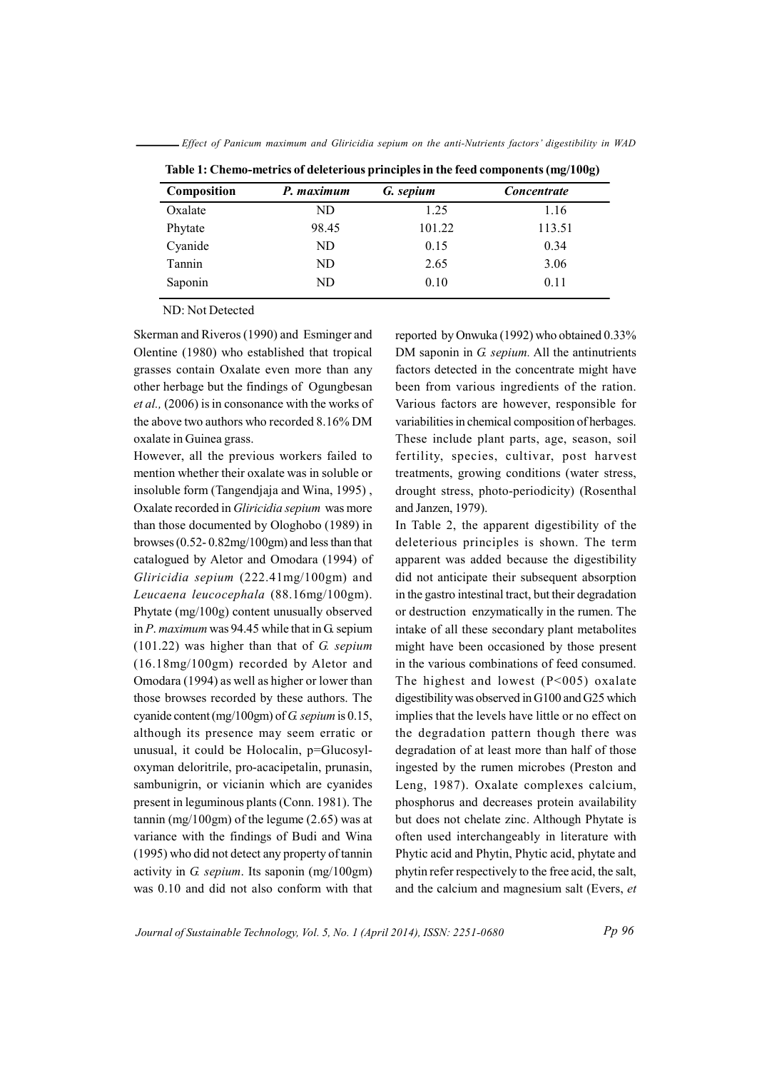**Table 1: Chemo-metrics of deleterious principles in the feed components (mg/100g)**

| Composition | *P. maximum* | *G. sepium* | *Concentrate* |
|---|---|---|---|
| Oxalate | ND | 1.25 | 1.16 |
| Phytate | 98.45 | 101.22 | 113.51 |
| Cyanide | ND | 0.15 | 0.34 |
| Tannin | ND | 2.65 | 3.06 |
| Saponin | ND | 0.10 | 0.11 |

ND: Not Detected

Skerman and Riveros (1990) and Esminger and Olentine (1980) who established that tropical grasses contain Oxalate even more than any other herbage but the findings of Ogungbesan *et al.,* (2006) is in consonance with the works of the above two authors who recorded 8.16% DM oxalate in Guinea grass.

However, all the previous workers failed to mention whether their oxalate was in soluble or insoluble form (Tangendjaja and Wina, 1995) , Oxalate recorded in *Gliricidia sepium* was more than those documented by Ologhobo (1989) in browses (0.52- 0.82mg/100gm) and less than that catalogued by Aletor and Omodara (1994) of *Gliricidia sepium* (222.41mg/100gm) and *Leucaena leucocephala* (88.16mg/100gm). Phytate (mg/100g) content unusually observed in *P. maximum* was 94.45 while that in G. sepium (101.22) was higher than that of *G. sepium* (16.18mg/100gm) recorded by Aletor and Omodara (1994) as well as higher or lower than those browses recorded by these authors. The cyanide content (mg/100gm) of *G. sepium* is 0.15, although its presence may seem erratic or unusual, it could be Holocalin, p=Glucosyl-oxyman deloritrile, pro-acacipetalin, prunasin, sambunigrin, or vicianin which are cyanides present in leguminous plants (Conn. 1981). The tannin (mg/100gm) of the legume (2.65) was at variance with the findings of Budi and Wina (1995) who did not detect any property of tannin activity in *G. sepium*. Its saponin (mg/100gm) was 0.10 and did not also conform with that reported by Onwuka (1992) who obtained 0.33% DM saponin in *G. sepium.* All the antinutrients factors detected in the concentrate might have been from various ingredients of the ration. Various factors are however, responsible for variabilities in chemical composition of herbages. These include plant parts, age, season, soil fertility, species, cultivar, post harvest treatments, growing conditions (water stress, drought stress, photo-periodicity) (Rosenthal and Janzen, 1979).

In Table 2, the apparent digestibility of the deleterious principles is shown. The term apparent was added because the digestibility did not anticipate their subsequent absorption in the gastro intestinal tract, but their degradation or destruction enzymatically in the rumen. The intake of all these secondary plant metabolites might have been occasioned by those present in the various combinations of feed consumed. The highest and lowest (P<005) oxalate digestibility was observed in G100 and G25 which implies that the levels have little or no effect on the degradation pattern though there was degradation of at least more than half of those ingested by the rumen microbes (Preston and Leng, 1987). Oxalate complexes calcium, phosphorus and decreases protein availability but does not chelate zinc. Although Phytate is often used interchangeably in literature with Phytic acid and Phytin, Phytic acid, phytate and phytin refer respectively to the free acid, the salt, and the calcium and magnesium salt (Evers, *et*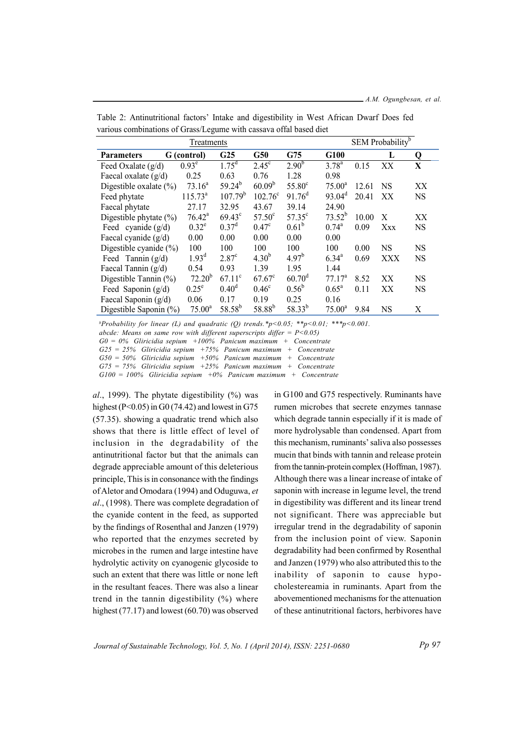Table 2: Antinutritional factors' Intake and digestibility in West African Dwarf Does fed various combinations of Grass/Legume with cassava offal based diet

| | Treatments | | | | | SEM | Probability[b] | |
|---|---|---|---|---|---|---|---|---|
| **Parameters** | **G (control)** | **G25** | **G50** | **G75** | **G100** | | **L** | **Q** |
| Feed Oxalate (g/d) | 0.93[e] | 1.75[d] | 2.45[c] | 2.90[b] | 3.78[a] | 0.15 | XX | **X** |
| Faecal oxalate (g/d) | 0.25 | 0.63 | 0.76 | 1.28 | 0.98 | | | |
| Digestible oxalate (%) | 73.16[a] | 59.24[b] | 60.09[b] | 55.80[c] | 75.00[a] | 12.61 | NS | XX |
| Feed phytate | 115.73[a] | 107.79[b] | 102.76[c] | 91.76[d] | 93.04[d] | 20.41 | XX | NS |
| Faecal phytate | 27.17 | 32.95 | 43.67 | 39.14 | 24.90 | | | |
| Digestible phytate (%) | 76.42[a] | 69.43[c] | 57.50[c] | 57.35[c] | 73.52[b] | 10.00 | X | XX |
| Feed cyanide (g/d) | 0.32[e] | 0.37[d] | 0.47[c] | 0.61[b] | 0.74[a] | 0.09 | Xxx | NS |
| Faecal cyanide (g/d) | 0.00 | 0.00 | 0.00 | 0.00 | 0.00 | | | |
| Digestible cyanide (%) | 100 | 100 | 100 | 100 | 100 | 0.00 | NS | NS |
| Feed Tannin (g/d) | 1.93[d] | 2.87[c] | 4.30[b] | 4.97[b] | 6.34[a] | 0.69 | XXX | NS |
| Faecal Tannin (g/d) | 0.54 | 0.93 | 1.39 | 1.95 | 1.44 | | | |
| Digestible Tannin (%) | 72.20[b] | 67.11[c] | 67.67[c] | 60.70[d] | 77.17[a] | 8.52 | XX | NS |
| Feed Saponin (g/d) | 0.25[e] | 0.40[d] | 0.46[c] | 0.56[b] | 0.65[a] | 0.11 | XX | NS |
| Faecal Saponin (g/d) | 0.06 | 0.17 | 0.19 | 0.25 | 0.16 | | | |
| Digestible Saponin (%) | 75.00[a] | 58.58[b] | 58.88[b] | 58.33[b] | 75.00[a] | 9.84 | NS | X |

*[b]Probability for linear (L) and quadratic (Q) trends.\*p<0.05; \*\*p<0.01; \*\*\*p<0.001.*
*abcde: Means on same row with different superscripts differ = P<0.05)*
*G0 = 0% Gliricidia sepium +100% Panicum maximum + Concentrate*
*G25 = 25% Gliricidia sepium +75% Panicum maximum + Concentrate*
*G50 = 50% Gliricidia sepium +50% Panicum maximum + Concentrate*
*G75 = 75% Gliricidia sepium +25% Panicum maximum + Concentrate*
*G100 = 100% Gliricidia sepium +0% Panicum maximum + Concentrate*

*al*., 1999). The phytate digestibility (%) was highest ($P<0.05$) in G0 (74.42) and lowest in G75 (57.35). showing a quadratic trend which also shows that there is little effect of level of inclusion in the degradability of the antinutritional factor but that the animals can degrade appreciable amount of this deleterious principle, This is in consonance with the findings of Aletor and Omodara (1994) and Oduguwa, *et al*., (1998). There was complete degradation of the cyanide content in the feed, as supported by the findings of Rosenthal and Janzen (1979) who reported that the enzymes secreted by microbes in the rumen and large intestine have hydrolytic activity on cyanogenic glycoside to such an extent that there was little or none left in the resultant feaces. There was also a linear trend in the tannin digestibility (%) where highest (77.17) and lowest (60.70) was observed in G100 and G75 respectively. Ruminants have rumen microbes that secrete enzymes tannase which degrade tannin especially if it is made of more hydrolysable than condensed. Apart from this mechanism, ruminants' saliva also possesses mucin that binds with tannin and release protein from the tannin-protein complex (Hoffman, 1987). Although there was a linear increase of intake of saponin with increase in legume level, the trend in digestibility was different and its linear trend not significant. There was appreciable but irregular trend in the degradability of saponin from the inclusion point of view. Saponin degradability had been confirmed by Rosenthal and Janzen (1979) who also attributed this to the inability of saponin to cause hypo-cholestereamia in ruminants. Apart from the abovementioned mechanisms for the attenuation of these antinutritional factors, herbivores have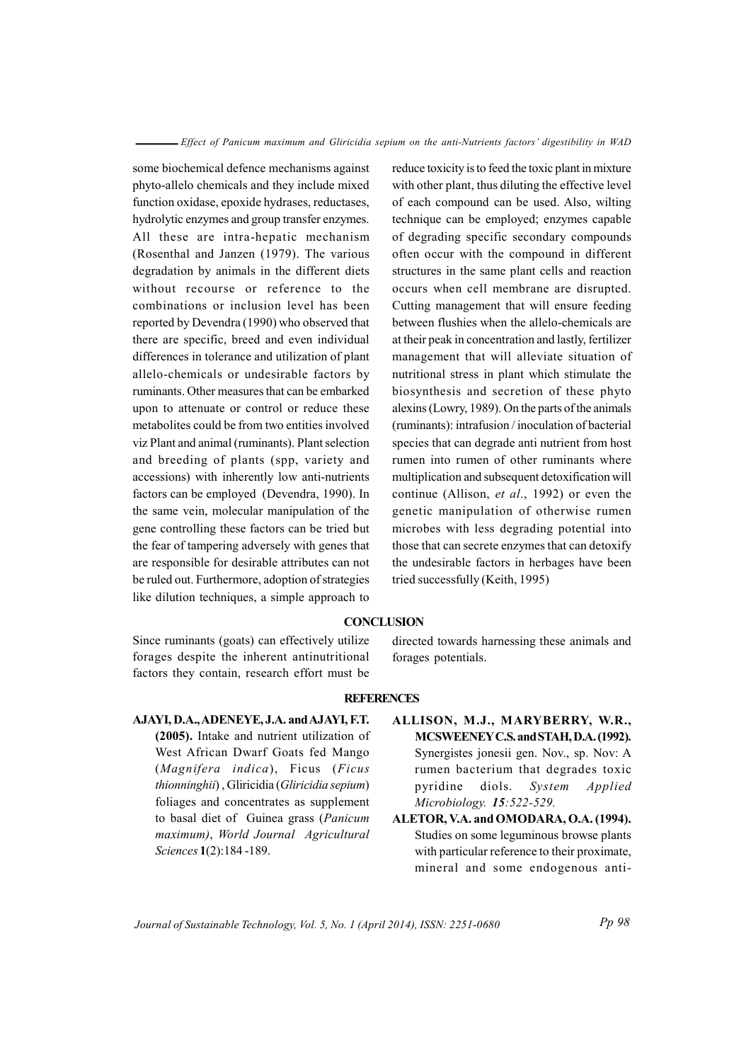some biochemical defence mechanisms against phyto-allelo chemicals and they include mixed function oxidase, epoxide hydrases, reductases, hydrolytic enzymes and group transfer enzymes. All these are intra-hepatic mechanism (Rosenthal and Janzen (1979). The various degradation by animals in the different diets without recourse or reference to the combinations or inclusion level has been reported by Devendra (1990) who observed that there are specific, breed and even individual differences in tolerance and utilization of plant allelo-chemicals or undesirable factors by ruminants. Other measures that can be embarked upon to attenuate or control or reduce these metabolites could be from two entities involved viz Plant and animal (ruminants). Plant selection and breeding of plants (spp, variety and accessions) with inherently low anti-nutrients factors can be employed (Devendra, 1990). In the same vein, molecular manipulation of the gene controlling these factors can be tried but the fear of tampering adversely with genes that are responsible for desirable attributes can not be ruled out. Furthermore, adoption of strategies like dilution techniques, a simple approach to reduce toxicity is to feed the toxic plant in mixture with other plant, thus diluting the effective level of each compound can be used. Also, wilting technique can be employed; enzymes capable of degrading specific secondary compounds often occur with the compound in different structures in the same plant cells and reaction occurs when cell membrane are disrupted. Cutting management that will ensure feeding between flushies when the allelo-chemicals are at their peak in concentration and lastly, fertilizer management that will alleviate situation of nutritional stress in plant which stimulate the biosynthesis and secretion of these phyto alexins (Lowry, 1989). On the parts of the animals (ruminants): intrafusion / inoculation of bacterial species that can degrade anti nutrient from host rumen into rumen of other ruminants where multiplication and subsequent detoxification will continue (Allison, *et al*., 1992) or even the genetic manipulation of otherwise rumen microbes with less degrading potential into those that can secrete enzymes that can detoxify the undesirable factors in herbages have been tried successfully (Keith, 1995)

## CONCLUSION

Since ruminants (goats) can effectively utilize forages despite the inherent antinutritional factors they contain, research effort must be directed towards harnessing these animals and forages potentials.

## REFERENCES

**AJAYI, D.A., ADENEYE, J.A. and AJAYI, F.T. (2005).** Intake and nutrient utilization of West African Dwarf Goats fed Mango (*Magnifera indica*), Ficus (*Ficus thionninghii*) , Gliricidia (*Gliricidia sepium*) foliages and concentrates as supplement to basal diet of Guinea grass (*Panicum maximum)*, *World Journal Agricultural Sciences* **1**(2):184 -189.

**ALLISON, M.J., MARYBERRY, W.R., MCSWEENEY C.S. and STAH, D.A. (1992).** Synergistes jonesii gen. Nov., sp. Nov: A rumen bacterium that degrades toxic pyridine diols. *System Applied Microbiology. **15**:522-529.*

**ALETOR, V.A. and OMODARA, O.A. (1994).** Studies on some leguminous browse plants with particular reference to their proximate, mineral and some endogenous anti-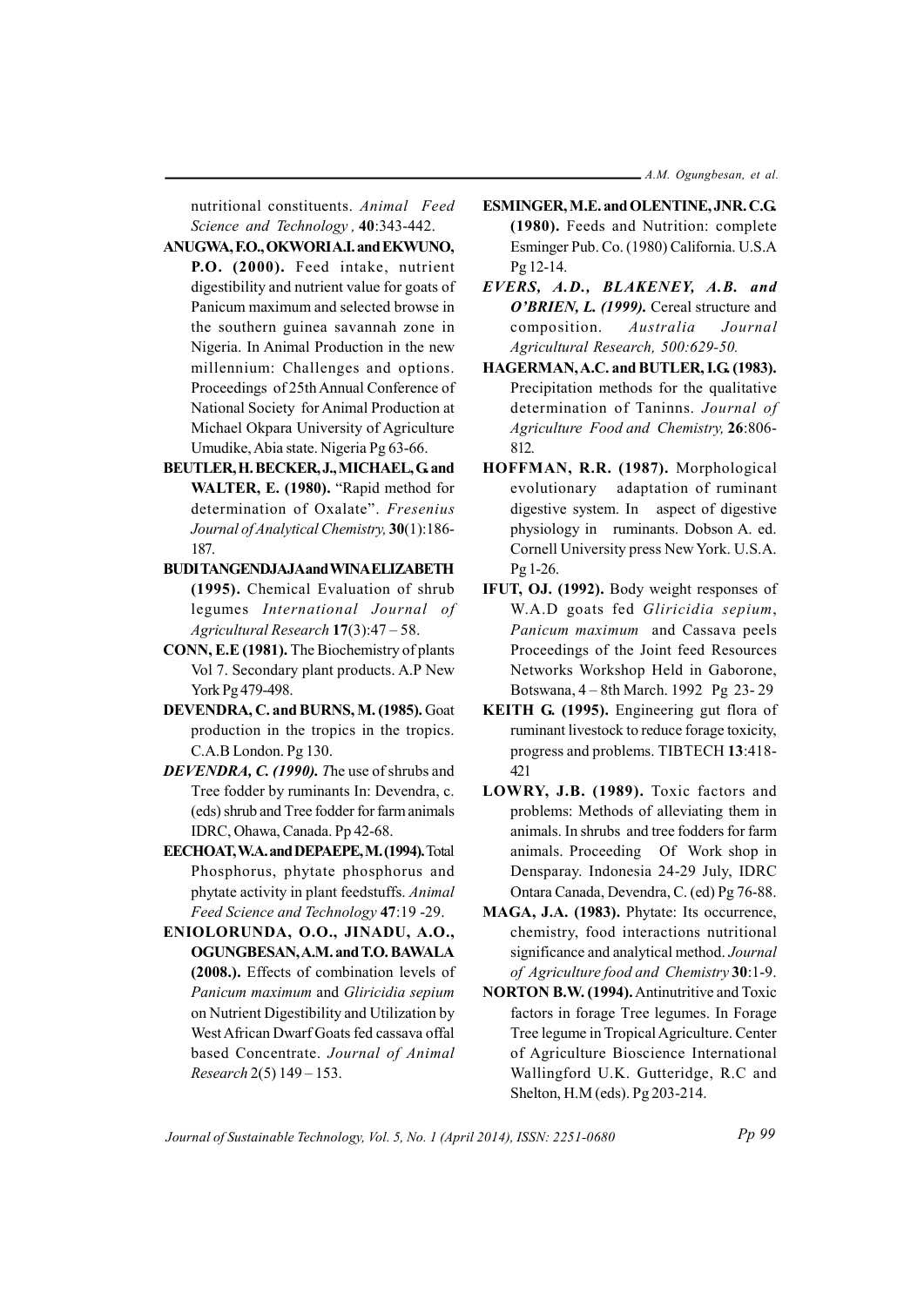nutritional constituents. *Animal Feed Science and Technology ,* **40**:343-442.

**ANUGWA, F.O., OKWORI A.I. and EKWUNO, P.O. (2000).** Feed intake, nutrient digestibility and nutrient value for goats of Panicum maximum and selected browse in the southern guinea savannah zone in Nigeria. In Animal Production in the new millennium: Challenges and options. Proceedings of 25th Annual Conference of National Society for Animal Production at Michael Okpara University of Agriculture Umudike, Abia state. Nigeria Pg 63-66.

**BEUTLER, H. BECKER, J., MICHAEL, G. and WALTER, E. (1980).** "Rapid method for determination of Oxalate". *Fresenius Journal of Analytical Chemistry,* **30**(1):186-187.

**BUDI TANGENDJAJA and WINA ELIZABETH (1995).** Chemical Evaluation of shrub legumes *International Journal of Agricultural Research* **17**(3):47 – 58.

**CONN, E.E (1981).** The Biochemistry of plants Vol 7. Secondary plant products. A.P New York Pg 479-498.

**DEVENDRA, C. and BURNS, M. (1985).** Goat production in the tropics in the tropics. C.A.B London. Pg 130.

***DEVENDRA, C. (1990).*** *T*he use of shrubs and Tree fodder by ruminants In: Devendra, c. (eds) shrub and Tree fodder for farm animals IDRC, Ohawa, Canada. Pp 42-68.

**EECHOAT, W.A. and DEPAEPE, M. (1994).** Total Phosphorus, phytate phosphorus and phytate activity in plant feedstuffs. *Animal Feed Science and Technology* **47**:19 -29.

**ENIOLORUNDA, O.O., JINADU, A.O., OGUNGBESAN, A.M. and T.O. BAWALA (2008.).** Effects of combination levels of *Panicum maximum* and *Gliricidia sepium* on Nutrient Digestibility and Utilization by West African Dwarf Goats fed cassava offal based Concentrate. *Journal of Animal Research* 2(5) 149 – 153.

**ESMINGER, M.E. and OLENTINE, JNR. C.G. (1980).** Feeds and Nutrition: complete Esminger Pub. Co. (1980) California. U.S.A Pg 12-14.

***EVERS, A.D., BLAKENEY, A.B. and O'BRIEN, L. (1999).*** Cereal structure and composition. *Australia Journal Agricultural Research, 500:629-50.*

**HAGERMAN, A.C. and BUTLER, I.G. (1983).** Precipitation methods for the qualitative determination of Taninns. *Journal of Agriculture Food and Chemistry,* **26**:806-812.

**HOFFMAN, R.R. (1987).** Morphological evolutionary adaptation of ruminant digestive system. In aspect of digestive physiology in ruminants. Dobson A. ed. Cornell University press New York. U.S.A. Pg 1-26.

**IFUT, OJ. (1992).** Body weight responses of W.A.D goats fed *Gliricidia sepium*, *Panicum maximum* and Cassava peels Proceedings of the Joint feed Resources Networks Workshop Held in Gaborone, Botswana, 4 – 8th March. 1992 Pg 23- 29

**KEITH G. (1995).** Engineering gut flora of ruminant livestock to reduce forage toxicity, progress and problems. TIBTECH **13**:418-421

**LOWRY, J.B. (1989).** Toxic factors and problems: Methods of alleviating them in animals. In shrubs and tree fodders for farm animals. Proceeding Of Work shop in Densparay. Indonesia 24-29 July, IDRC Ontara Canada, Devendra, C. (ed) Pg 76-88.

**MAGA, J.A. (1983).** Phytate: Its occurrence, chemistry, food interactions nutritional significance and analytical method. *Journal of Agriculture food and Chemistry* **30**:1-9.

**NORTON B.W. (1994).** Antinutritive and Toxic factors in forage Tree legumes. In Forage Tree legume in Tropical Agriculture. Center of Agriculture Bioscience International Wallingford U.K. Gutteridge, R.C and Shelton, H.M (eds). Pg 203-214.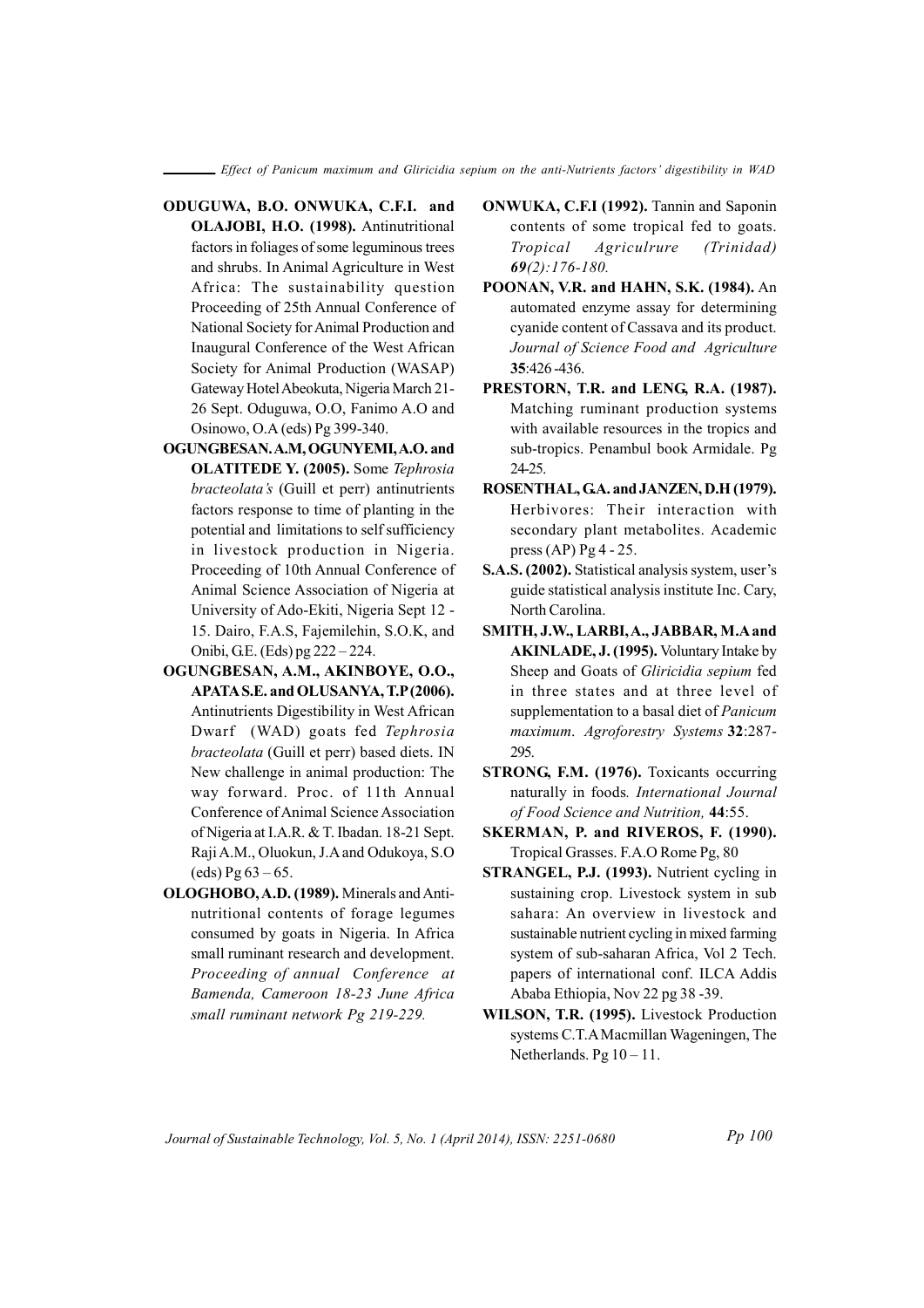**ODUGUWA, B.O. ONWUKA, C.F.I. and OLAJOBI, H.O. (1998).** Antinutritional factors in foliages of some leguminous trees and shrubs. In Animal Agriculture in West Africa: The sustainability question Proceeding of 25th Annual Conference of National Society for Animal Production and Inaugural Conference of the West African Society for Animal Production (WASAP) Gateway Hotel Abeokuta, Nigeria March 21-26 Sept. Oduguwa, O.O, Fanimo A.O and Osinowo, O.A (eds) Pg 399-340.

**OGUNGBESAN. A.M, OGUNYEMI, A.O. and OLATITEDE Y. (2005).** Some *Tephrosia bracteolata's* (Guill et perr) antinutrients factors response to time of planting in the potential and limitations to self sufficiency in livestock production in Nigeria. Proceeding of 10th Annual Conference of Animal Science Association of Nigeria at University of Ado-Ekiti, Nigeria Sept 12 - 15. Dairo, F.A.S, Fajemilehin, S.O.K, and Onibi, G.E. (Eds) pg 222 – 224.

**OGUNGBESAN, A.M., AKINBOYE, O.O., APATA S.E. and OLUSANYA, T.P (2006).** Antinutrients Digestibility in West African Dwarf (WAD) goats fed *Tephrosia bracteolata* (Guill et perr) based diets. IN New challenge in animal production: The way forward. Proc. of 11th Annual Conference of Animal Science Association of Nigeria at I.A.R. & T. Ibadan. 18-21 Sept. Raji A.M., Oluokun, J.A and Odukoya, S.O (eds) Pg 63 – 65.

**OLOGHOBO, A.D. (1989).** Minerals and Anti-nutritional contents of forage legumes consumed by goats in Nigeria. In Africa small ruminant research and development. *Proceeding of annual Conference at Bamenda, Cameroon 18-23 June Africa small ruminant network Pg 219-229.*

**ONWUKA, C.F.I (1992).** Tannin and Saponin contents of some tropical fed to goats. *Tropical Agriculrure (Trinidad)* ***69****(2):176-180.*

**POONAN, V.R. and HAHN, S.K. (1984).** An automated enzyme assay for determining cyanide content of Cassava and its product. *Journal of Science Food and Agriculture* **35**:426 -436.

**PRESTORN, T.R. and LENG, R.A. (1987).** Matching ruminant production systems with available resources in the tropics and sub-tropics. Penambul book Armidale. Pg 24-25.

**ROSENTHAL, G.A. and JANZEN, D.H (1979).** Herbivores: Their interaction with secondary plant metabolites. Academic press (AP) Pg 4 - 25.

**S.A.S. (2002).** Statistical analysis system, user's guide statistical analysis institute Inc. Cary, North Carolina.

**SMITH, J.W., LARBI, A., JABBAR, M.A and AKINLADE, J. (1995).** Voluntary Intake by Sheep and Goats of *Gliricidia sepium* fed in three states and at three level of supplementation to a basal diet of *Panicum maximum*. *Agroforestry Systems* **32**:287-295.

**STRONG, F.M. (1976).** Toxicants occurring naturally in foods. *International Journal of Food Science and Nutrition,* **44**:55.

**SKERMAN, P. and RIVEROS, F. (1990).** Tropical Grasses. F.A.O Rome Pg, 80

**STRANGEL, P.J. (1993).** Nutrient cycling in sustaining crop. Livestock system in sub sahara: An overview in livestock and sustainable nutrient cycling in mixed farming system of sub-saharan Africa, Vol 2 Tech. papers of international conf. ILCA Addis Ababa Ethiopia, Nov 22 pg 38 -39.

**WILSON, T.R. (1995).** Livestock Production systems C.T.A Macmillan Wageningen, The Netherlands. Pg 10 – 11.